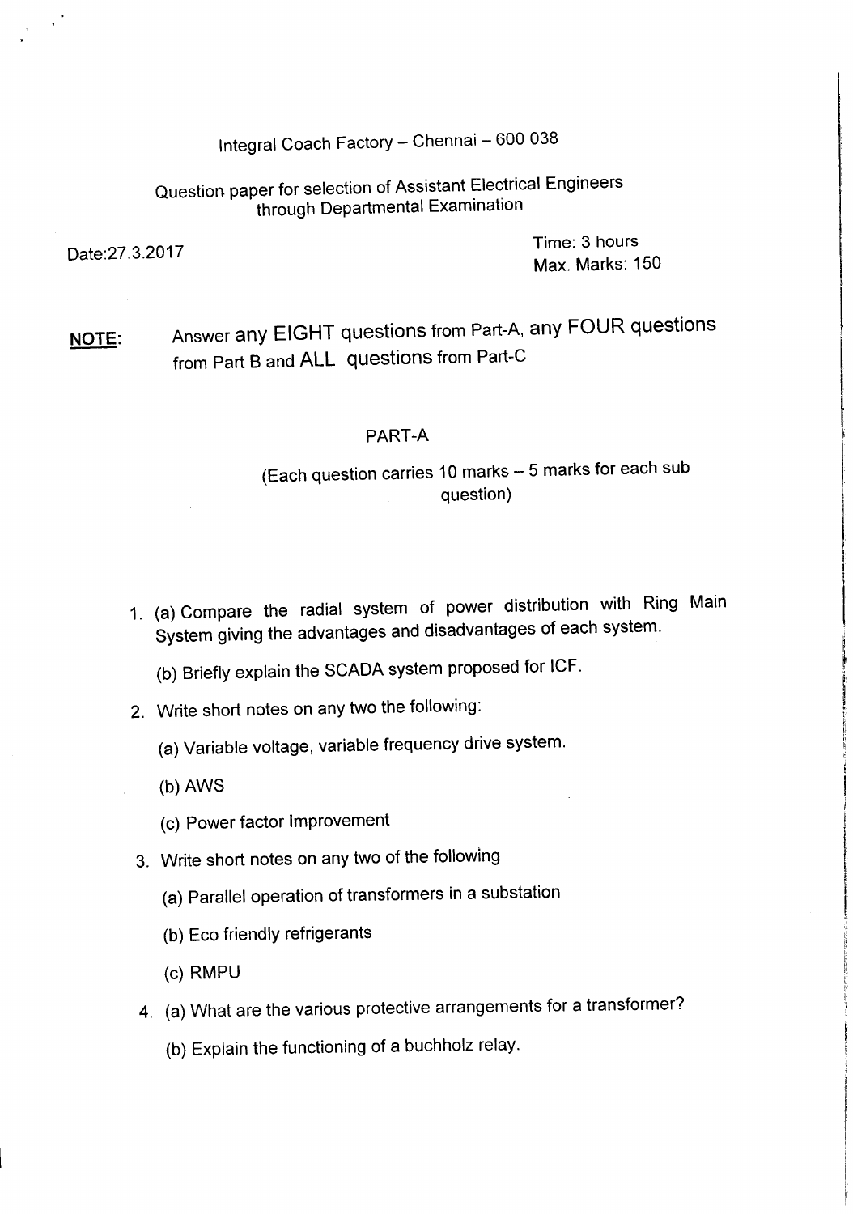Integral Coach Factory – Chennai – 600 038

Question paper for selection of Assistant Electrical Engineers through Departmental Examination

Date:27.3.2017

Time: 3 hours
Max. Marks: 150

**NOTE:** Answer any EIGHT questions from Part-A, any FOUR questions from Part B and ALL questions from Part-C

## PART-A

(Each question carries 10 marks – 5 marks for each sub question)

1. (a) Compare the radial system of power distribution with Ring Main System giving the advantages and disadvantages of each system.

   (b) Briefly explain the SCADA system proposed for ICF.

2. Write short notes on any two the following:

   (a) Variable voltage, variable frequency drive system.

   (b) AWS

   (c) Power factor Improvement

3. Write short notes on any two of the following

   (a) Parallel operation of transformers in a substation

   (b) Eco friendly refrigerants

   (c) RMPU

4. (a) What are the various protective arrangements for a transformer?

   (b) Explain the functioning of a buchholz relay.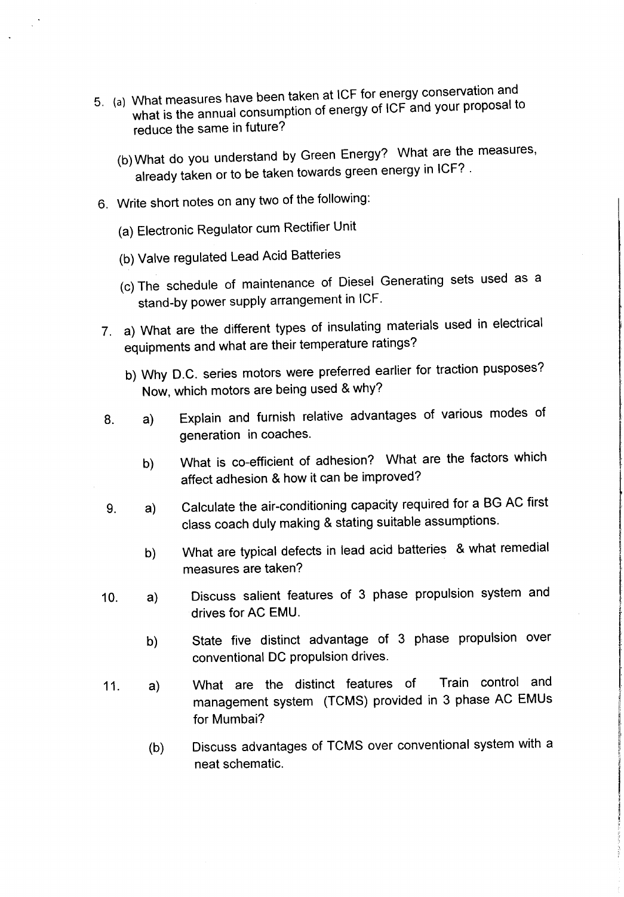5. (a) What measures have been taken at ICF for energy conservation and what is the annual consumption of energy of ICF and your proposal to reduce the same in future?

   (b) What do you understand by Green Energy? What are the measures, already taken or to be taken towards green energy in ICF? .

6. Write short notes on any two of the following:

   (a) Electronic Regulator cum Rectifier Unit

   (b) Valve regulated Lead Acid Batteries

   (c) The schedule of maintenance of Diesel Generating sets used as a stand-by power supply arrangement in ICF.

7. a) What are the different types of insulating materials used in electrical equipments and what are their temperature ratings?

   b) Why D.C. series motors were preferred earlier for traction pusposes? Now, which motors are being used & why?

8. a) Explain and furnish relative advantages of various modes of generation in coaches.

   b) What is co-efficient of adhesion? What are the factors which affect adhesion & how it can be improved?

9. a) Calculate the air-conditioning capacity required for a BG AC first class coach duly making & stating suitable assumptions.

   b) What are typical defects in lead acid batteries & what remedial measures are taken?

10. a) Discuss salient features of 3 phase propulsion system and drives for AC EMU.

    b) State five distinct advantage of 3 phase propulsion over conventional DC propulsion drives.

11. a) What are the distinct features of Train control and management system (TCMS) provided in 3 phase AC EMUs for Mumbai?

    (b) Discuss advantages of TCMS over conventional system with a neat schematic.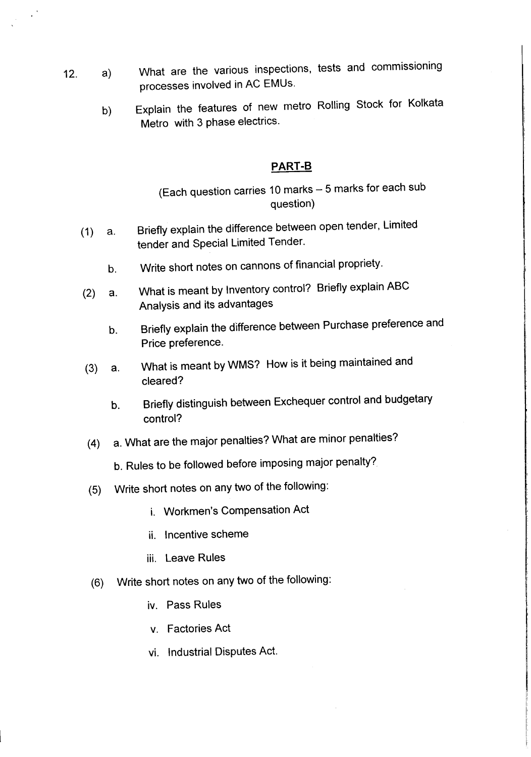12. a) What are the various inspections, tests and commissioning processes involved in AC EMUs.

    b) Explain the features of new metro Rolling Stock for Kolkata Metro with 3 phase electrics.

## PART-B

(Each question carries 10 marks – 5 marks for each sub question)

(1) a. Briefly explain the difference between open tender, Limited tender and Special Limited Tender.

    b. Write short notes on cannons of financial propriety.

(2) a. What is meant by Inventory control? Briefly explain ABC Analysis and its advantages

    b. Briefly explain the difference between Purchase preference and Price preference.

(3) a. What is meant by WMS? How is it being maintained and cleared?

    b. Briefly distinguish between Exchequer control and budgetary control?

(4) a. What are the major penalties? What are minor penalties?

    b. Rules to be followed before imposing major penalty?

(5) Write short notes on any two of the following:

    i. Workmen's Compensation Act

    ii. Incentive scheme

    iii. Leave Rules

(6) Write short notes on any two of the following:

    iv. Pass Rules

    v. Factories Act

    vi. Industrial Disputes Act.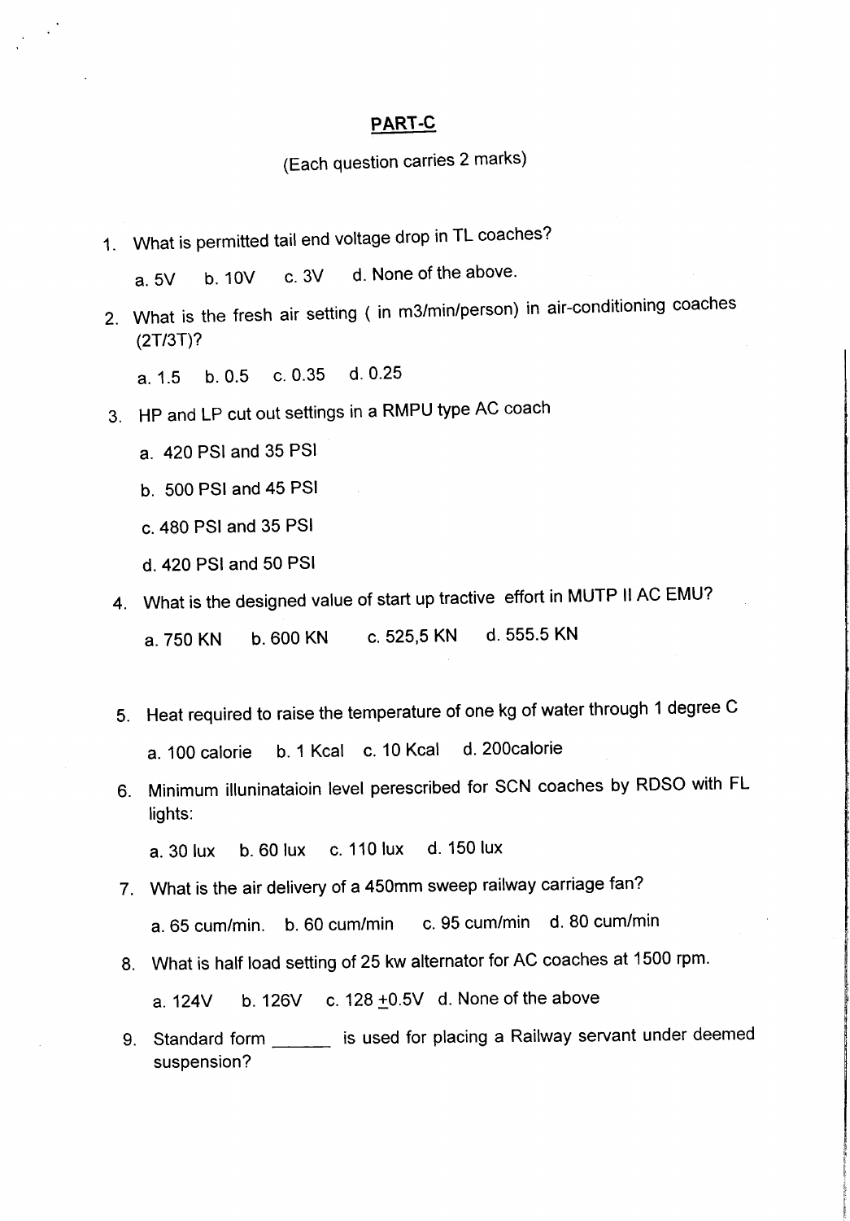## PART-C

(Each question carries 2 marks)

1. What is permitted tail end voltage drop in TL coaches?

   a. 5V  b. 10V  c. 3V  d. None of the above.

2. What is the fresh air setting ( in m3/min/person) in air-conditioning coaches (2T/3T)?

   a. 1.5  b. 0.5  c. 0.35  d. 0.25

3. HP and LP cut out settings in a RMPU type AC coach

   a. 420 PSI and 35 PSI

   b. 500 PSI and 45 PSI

   c. 480 PSI and 35 PSI

   d. 420 PSI and 50 PSI

4. What is the designed value of start up tractive effort in MUTP II AC EMU?

   a. 750 KN  b. 600 KN  c. 525,5 KN  d. 555.5 KN

5. Heat required to raise the temperature of one kg of water through 1 degree C

   a. 100 calorie  b. 1 Kcal  c. 10 Kcal  d. 200calorie

6. Minimum illuninataioin level perescribed for SCN coaches by RDSO with FL lights:

   a. 30 lux  b. 60 lux  c. 110 lux  d. 150 lux

7. What is the air delivery of a 450mm sweep railway carriage fan?

   a. 65 cum/min.  b. 60 cum/min  c. 95 cum/min  d. 80 cum/min

8. What is half load setting of 25 kw alternator for AC coaches at 1500 rpm.

   a. 124V  b. 126V  c. 128 $\pm$0.5V  d. None of the above

9. Standard form ______ is used for placing a Railway servant under deemed suspension?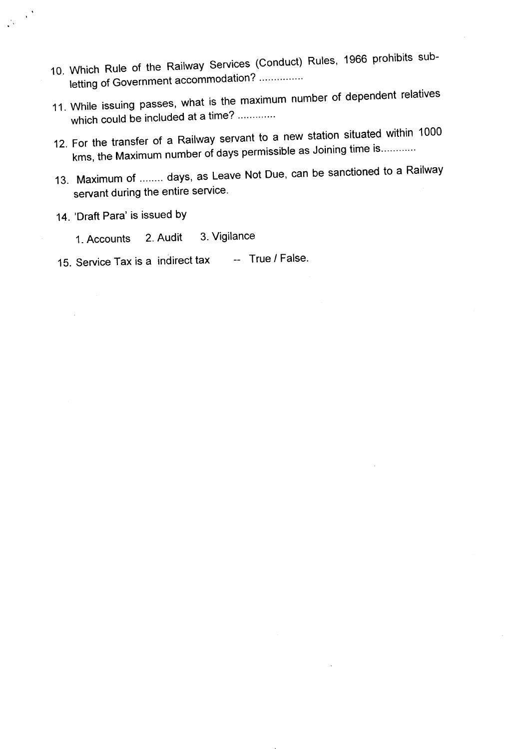10. Which Rule of the Railway Services (Conduct) Rules, 1966 prohibits sub-letting of Government accommodation? ...............

11. While issuing passes, what is the maximum number of dependent relatives which could be included at a time? ............

12. For the transfer of a Railway servant to a new station situated within 1000 kms, the Maximum number of days permissible as Joining time is...........

13. Maximum of ........ days, as Leave Not Due, can be sanctioned to a Railway servant during the entire service.

14. 'Draft Para' is issued by

    1. Accounts   2. Audit   3. Vigilance

15. Service Tax is a indirect tax   -- True / False.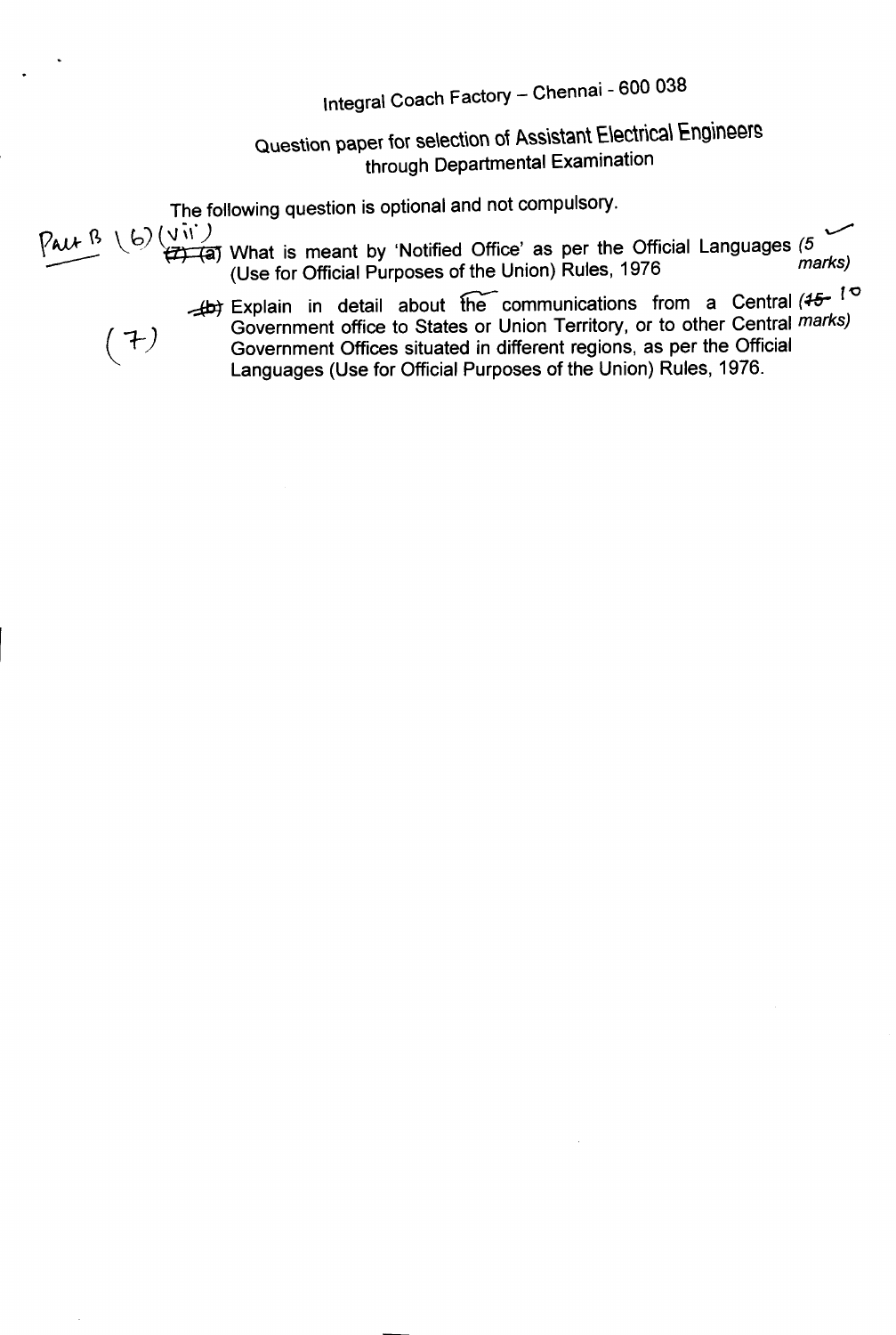Integral Coach Factory – Chennai - 600 038

Question paper for selection of Assistant Electrical Engineers through Departmental Examination

The following question is optional and not compulsory.

Part B (6)(vii)

(7)

~~(7)~~ ~~(a)~~ What is meant by 'Notified Office' as per the Official Languages (Use for Official Purposes of the Union) Rules, 1976 *(5 marks)*

~~(b)~~ Explain in detail about the communications from a Central Government office to States or Union Territory, or to other Central Government Offices situated in different regions, as per the Official Languages (Use for Official Purposes of the Union) Rules, 1976. *(~~15~~ 10 marks)*